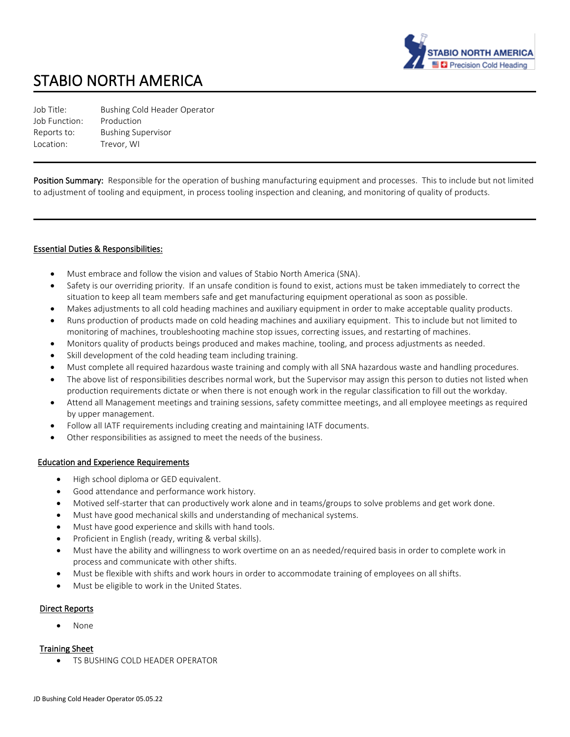# STABIO NORTH AMERICA

Job Title: Bushing Cold Header Operator
Job Function: Production
Reports to: Bushing Supervisor
Location: Trevor, WI

---

**Position Summary:** Responsible for the operation of bushing manufacturing equipment and processes. This to include but not limited to adjustment of tooling and equipment, in process tooling inspection and cleaning, and monitoring of quality of products.

---

## Essential Duties & Responsibilities:

- Must embrace and follow the vision and values of Stabio North America (SNA).
- Safety is our overriding priority. If an unsafe condition is found to exist, actions must be taken immediately to correct the situation to keep all team members safe and get manufacturing equipment operational as soon as possible.
- Makes adjustments to all cold heading machines and auxiliary equipment in order to make acceptable quality products.
- Runs production of products made on cold heading machines and auxiliary equipment. This to include but not limited to monitoring of machines, troubleshooting machine stop issues, correcting issues, and restarting of machines.
- Monitors quality of products beings produced and makes machine, tooling, and process adjustments as needed.
- Skill development of the cold heading team including training.
- Must complete all required hazardous waste training and comply with all SNA hazardous waste and handling procedures.
- The above list of responsibilities describes normal work, but the Supervisor may assign this person to duties not listed when production requirements dictate or when there is not enough work in the regular classification to fill out the workday.
- Attend all Management meetings and training sessions, safety committee meetings, and all employee meetings as required by upper management.
- Follow all IATF requirements including creating and maintaining IATF documents.
- Other responsibilities as assigned to meet the needs of the business.

## Education and Experience Requirements

- High school diploma or GED equivalent.
- Good attendance and performance work history.
- Motived self-starter that can productively work alone and in teams/groups to solve problems and get work done.
- Must have good mechanical skills and understanding of mechanical systems.
- Must have good experience and skills with hand tools.
- Proficient in English (ready, writing & verbal skills).
- Must have the ability and willingness to work overtime on an as needed/required basis in order to complete work in process and communicate with other shifts.
- Must be flexible with shifts and work hours in order to accommodate training of employees on all shifts.
- Must be eligible to work in the United States.

## Direct Reports

- None

## Training Sheet

- TS BUSHING COLD HEADER OPERATOR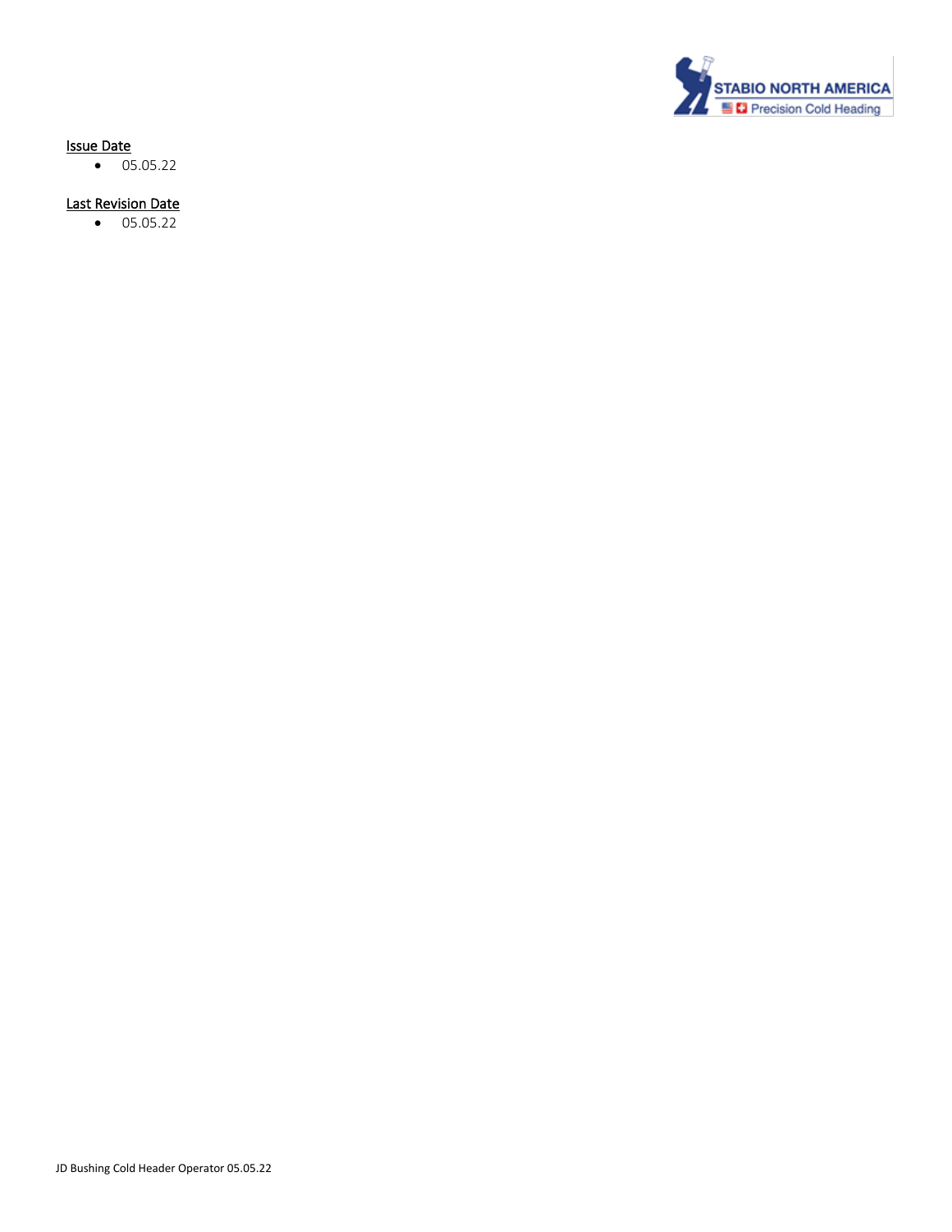Issue Date

- 05.05.22

Last Revision Date

- 05.05.22